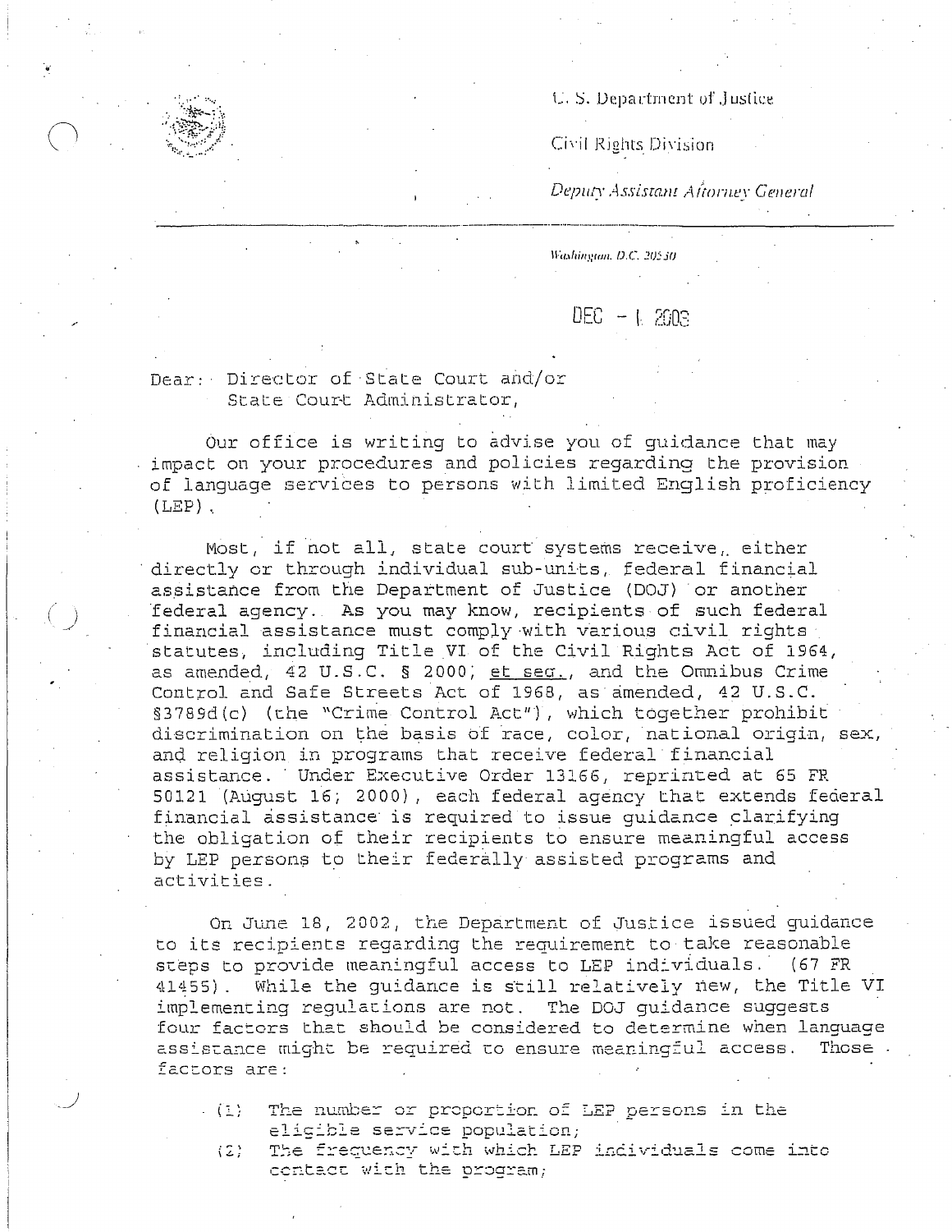U. S. Department of Justice

Civil Rights Division

*Deputy Assistant Attorney General*

*Washington, D.C. 20530*

DEC - 1 2003

Dear: Director of State Court and/or
State Court Administrator,

Our office is writing to advise you of guidance that may impact on your procedures and policies regarding the provision of language services to persons with limited English proficiency (LEP).

Most, if not all, state court systems receive, either directly or through individual sub-units, federal financial assistance from the Department of Justice (DOJ) or another federal agency. As you may know, recipients of such federal financial assistance must comply with various civil rights statutes, including Title VI of the Civil Rights Act of 1964, as amended, 42 U.S.C. § 2000, et seq., and the Omnibus Crime Control and Safe Streets Act of 1968, as amended, 42 U.S.C. §3789d(c) (the "Crime Control Act"), which together prohibit discrimination on the basis of race, color, national origin, sex, and religion in programs that receive federal financial assistance. Under Executive Order 13166, reprinted at 65 FR 50121 (August 16, 2000), each federal agency that extends federal financial assistance is required to issue guidance clarifying the obligation of their recipients to ensure meaningful access by LEP persons to their federally assisted programs and activities.

On June 18, 2002, the Department of Justice issued guidance to its recipients regarding the requirement to take reasonable steps to provide meaningful access to LEP individuals. (67 FR 41455). While the guidance is still relatively new, the Title VI implementing regulations are not. The DOJ guidance suggests four factors that should be considered to determine when language assistance might be required to ensure meaningful access. Those factors are:

(1) The number or proportion of LEP persons in the eligible service population;
(2) The frequency with which LEP individuals come into contact with the program;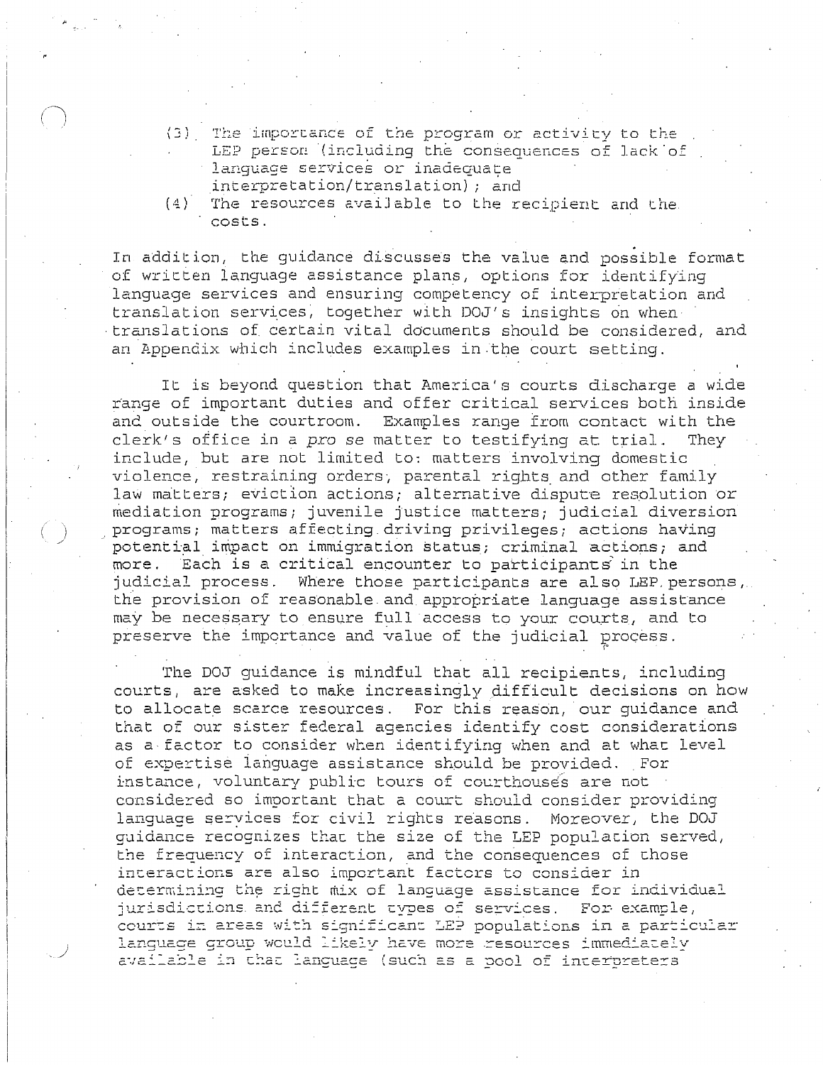(3) The importance of the program or activity to the LEP person (including the consequences of lack of language services or inadequate interpretation/translation); and
(4) The resources available to the recipient and the costs.

In addition, the guidance discusses the value and possible format of written language assistance plans, options for identifying language services and ensuring competency of interpretation and translation services, together with DOJ's insights on when translations of certain vital documents should be considered, and an Appendix which includes examples in the court setting.

It is beyond question that America's courts discharge a wide range of important duties and offer critical services both inside and outside the courtroom. Examples range from contact with the clerk's office in a *pro se* matter to testifying at trial. They include, but are not limited to: matters involving domestic violence, restraining orders, parental rights and other family law matters; eviction actions; alternative dispute resolution or mediation programs; juvenile justice matters; judicial diversion programs; matters affecting driving privileges; actions having potential impact on immigration status; criminal actions; and more. Each is a critical encounter to participants in the judicial process. Where those participants are also LEP persons, the provision of reasonable and appropriate language assistance may be necessary to ensure full access to your courts, and to preserve the importance and value of the judicial process.

The DOJ guidance is mindful that all recipients, including courts, are asked to make increasingly difficult decisions on how to allocate scarce resources. For this reason, our guidance and that of our sister federal agencies identify cost considerations as a factor to consider when identifying when and at what level of expertise language assistance should be provided. For instance, voluntary public tours of courthouses are not considered so important that a court should consider providing language services for civil rights reasons. Moreover, the DOJ guidance recognizes that the size of the LEP population served, the frequency of interaction, and the consequences of those interactions are also important factors to consider in determining the right mix of language assistance for individual jurisdictions and different types of services. For example, courts in areas with significant LEP populations in a particular language group would likely have more resources immediately available in that language (such as a pool of interpreters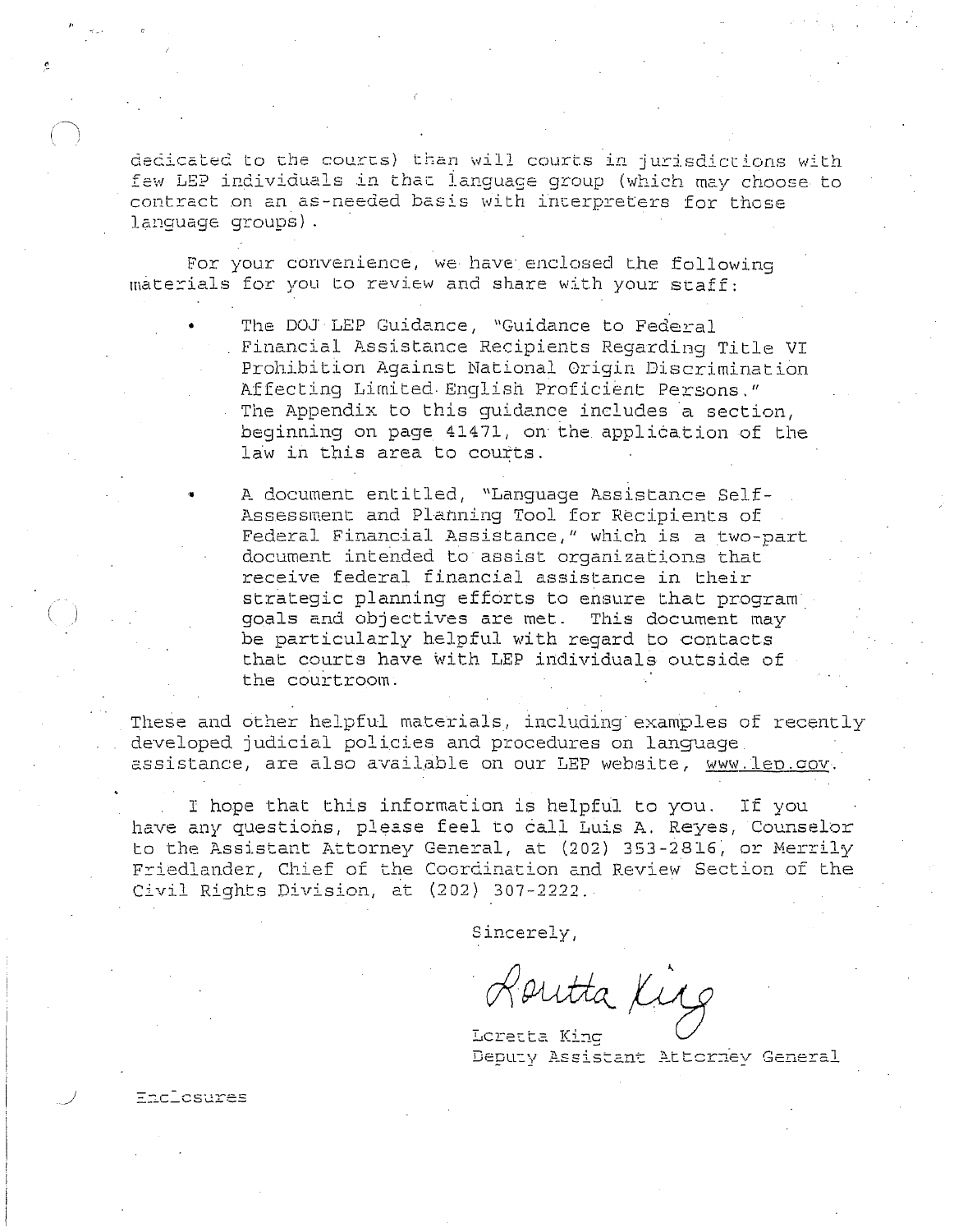dedicated to the courts) than will courts in jurisdictions with few LEP individuals in that language group (which may choose to contract on an as-needed basis with interpreters for those language groups).

For your convenience, we have enclosed the following materials for you to review and share with your staff:

- The DOJ LEP Guidance, "Guidance to Federal Financial Assistance Recipients Regarding Title VI Prohibition Against National Origin Discrimination Affecting Limited English Proficient Persons." The Appendix to this guidance includes a section, beginning on page 41471, on the application of the law in this area to courts.

- A document entitled, "Language Assistance Self-Assessment and Planning Tool for Recipients of Federal Financial Assistance," which is a two-part document intended to assist organizations that receive federal financial assistance in their strategic planning efforts to ensure that program goals and objectives are met. This document may be particularly helpful with regard to contacts that courts have with LEP individuals outside of the courtroom.

These and other helpful materials, including examples of recently developed judicial policies and procedures on language assistance, are also available on our LEP website, www.lep.gov.

I hope that this information is helpful to you. If you have any questions, please feel to call Luis A. Reyes, Counselor to the Assistant Attorney General, at (202) 353-2816, or Merrily Friedlander, Chief of the Coordination and Review Section of the Civil Rights Division, at (202) 307-2222.

Sincerely,

Loretta King

Loretta King
Deputy Assistant Attorney General

Enclosures